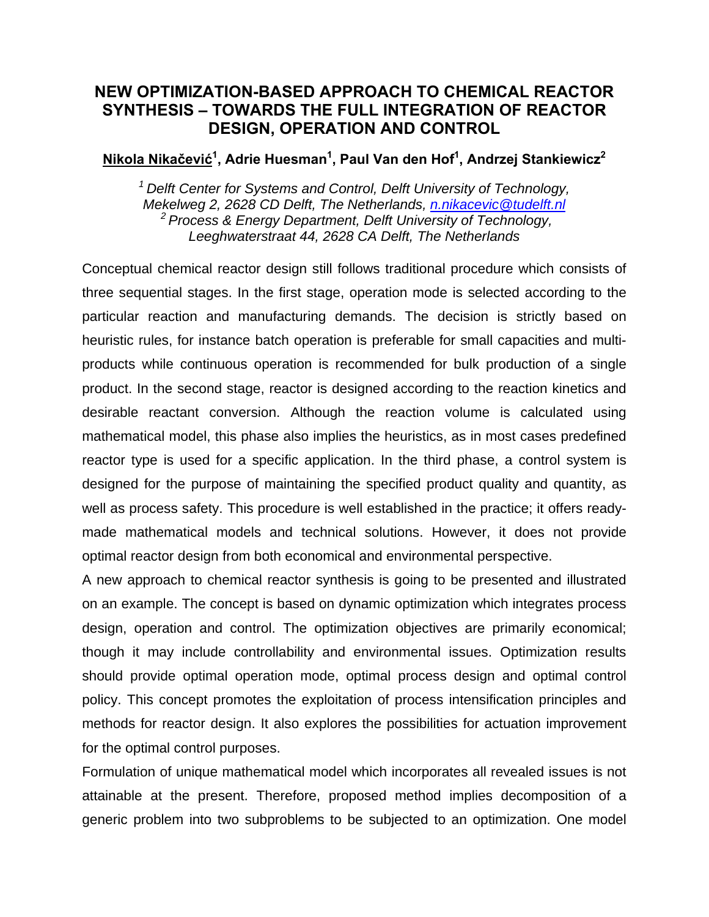# NEW OPTIMIZATION-BASED APPROACH TO CHEMICAL REACTOR SYNTHESIS – TOWARDS THE FULL INTEGRATION OF REACTOR DESIGN, OPERATION AND CONTROL

**Nikola Nikačević[1], Adrie Huesman[1], Paul Van den Hof[1], Andrzej Stankiewicz[2]**

*[1] Delft Center for Systems and Control, Delft University of Technology, Mekelweg 2, 2628 CD Delft, The Netherlands, n.nikacevic@tudelft.nl*
*[2] Process & Energy Department, Delft University of Technology, Leeghwaterstraat 44, 2628 CA Delft, The Netherlands*

Conceptual chemical reactor design still follows traditional procedure which consists of three sequential stages. In the first stage, operation mode is selected according to the particular reaction and manufacturing demands. The decision is strictly based on heuristic rules, for instance batch operation is preferable for small capacities and multi-products while continuous operation is recommended for bulk production of a single product. In the second stage, reactor is designed according to the reaction kinetics and desirable reactant conversion. Although the reaction volume is calculated using mathematical model, this phase also implies the heuristics, as in most cases predefined reactor type is used for a specific application. In the third phase, a control system is designed for the purpose of maintaining the specified product quality and quantity, as well as process safety. This procedure is well established in the practice; it offers ready-made mathematical models and technical solutions. However, it does not provide optimal reactor design from both economical and environmental perspective.

A new approach to chemical reactor synthesis is going to be presented and illustrated on an example. The concept is based on dynamic optimization which integrates process design, operation and control. The optimization objectives are primarily economical; though it may include controllability and environmental issues. Optimization results should provide optimal operation mode, optimal process design and optimal control policy. This concept promotes the exploitation of process intensification principles and methods for reactor design. It also explores the possibilities for actuation improvement for the optimal control purposes.

Formulation of unique mathematical model which incorporates all revealed issues is not attainable at the present. Therefore, proposed method implies decomposition of a generic problem into two subproblems to be subjected to an optimization. One model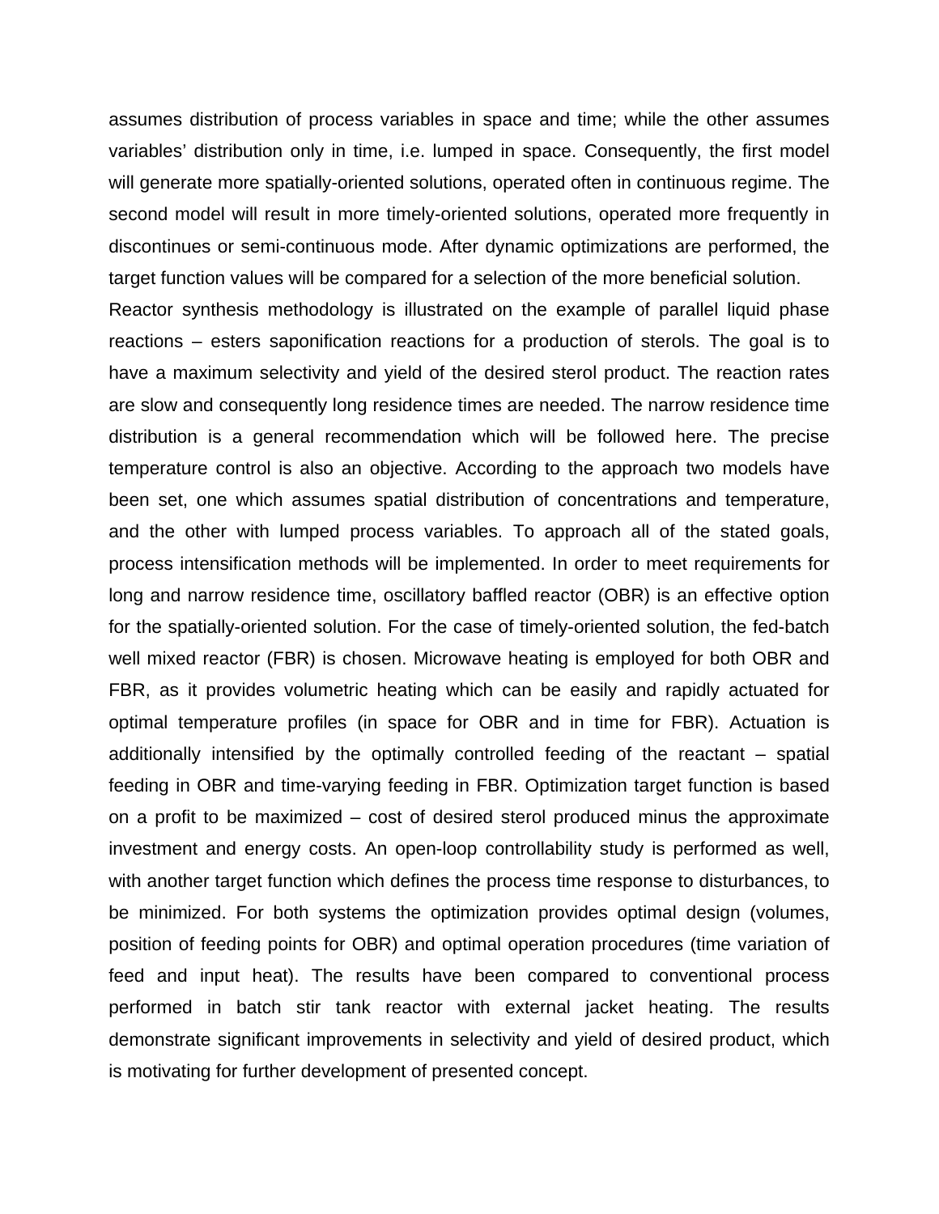assumes distribution of process variables in space and time; while the other assumes variables' distribution only in time, i.e. lumped in space. Consequently, the first model will generate more spatially-oriented solutions, operated often in continuous regime. The second model will result in more timely-oriented solutions, operated more frequently in discontinues or semi-continuous mode. After dynamic optimizations are performed, the target function values will be compared for a selection of the more beneficial solution.

Reactor synthesis methodology is illustrated on the example of parallel liquid phase reactions – esters saponification reactions for a production of sterols. The goal is to have a maximum selectivity and yield of the desired sterol product. The reaction rates are slow and consequently long residence times are needed. The narrow residence time distribution is a general recommendation which will be followed here. The precise temperature control is also an objective. According to the approach two models have been set, one which assumes spatial distribution of concentrations and temperature, and the other with lumped process variables. To approach all of the stated goals, process intensification methods will be implemented. In order to meet requirements for long and narrow residence time, oscillatory baffled reactor (OBR) is an effective option for the spatially-oriented solution. For the case of timely-oriented solution, the fed-batch well mixed reactor (FBR) is chosen. Microwave heating is employed for both OBR and FBR, as it provides volumetric heating which can be easily and rapidly actuated for optimal temperature profiles (in space for OBR and in time for FBR). Actuation is additionally intensified by the optimally controlled feeding of the reactant – spatial feeding in OBR and time-varying feeding in FBR. Optimization target function is based on a profit to be maximized – cost of desired sterol produced minus the approximate investment and energy costs. An open-loop controllability study is performed as well, with another target function which defines the process time response to disturbances, to be minimized. For both systems the optimization provides optimal design (volumes, position of feeding points for OBR) and optimal operation procedures (time variation of feed and input heat). The results have been compared to conventional process performed in batch stir tank reactor with external jacket heating. The results demonstrate significant improvements in selectivity and yield of desired product, which is motivating for further development of presented concept.